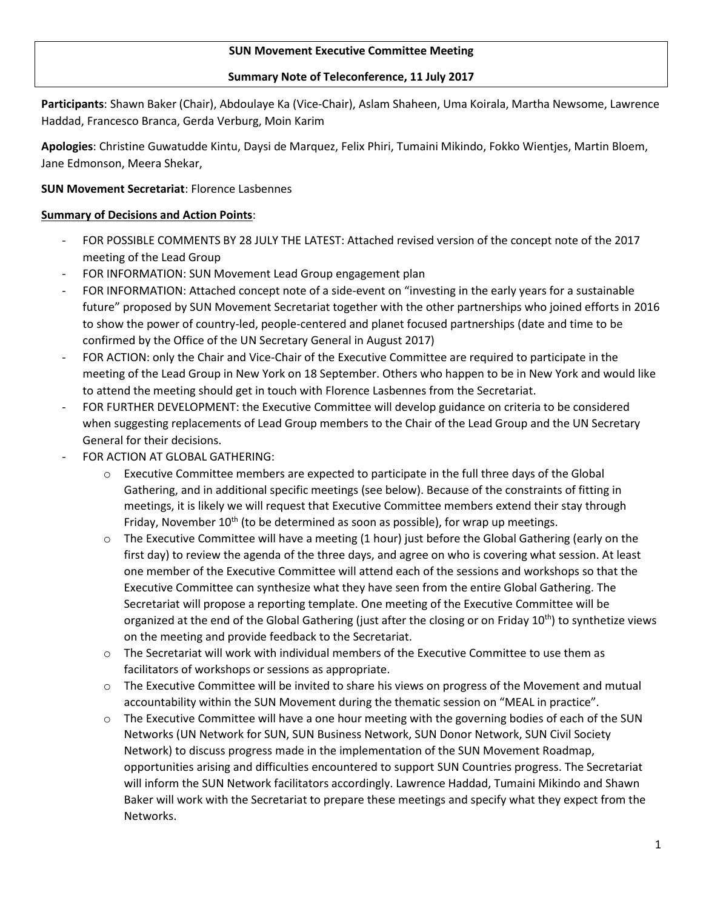**SUN Movement Executive Committee Meeting**

**Summary Note of Teleconference, 11 July 2017**

**Participants**: Shawn Baker (Chair), Abdoulaye Ka (Vice-Chair), Aslam Shaheen, Uma Koirala, Martha Newsome, Lawrence Haddad, Francesco Branca, Gerda Verburg, Moin Karim

**Apologies**: Christine Guwatudde Kintu, Daysi de Marquez, Felix Phiri, Tumaini Mikindo, Fokko Wientjes, Martin Bloem, Jane Edmonson, Meera Shekar,

**SUN Movement Secretariat**: Florence Lasbennes

**Summary of Decisions and Action Points**:

- FOR POSSIBLE COMMENTS BY 28 JULY THE LATEST: Attached revised version of the concept note of the 2017 meeting of the Lead Group
- FOR INFORMATION: SUN Movement Lead Group engagement plan
- FOR INFORMATION: Attached concept note of a side-event on "investing in the early years for a sustainable future" proposed by SUN Movement Secretariat together with the other partnerships who joined efforts in 2016 to show the power of country-led, people-centered and planet focused partnerships (date and time to be confirmed by the Office of the UN Secretary General in August 2017)
- FOR ACTION: only the Chair and Vice-Chair of the Executive Committee are required to participate in the meeting of the Lead Group in New York on 18 September. Others who happen to be in New York and would like to attend the meeting should get in touch with Florence Lasbennes from the Secretariat.
- FOR FURTHER DEVELOPMENT: the Executive Committee will develop guidance on criteria to be considered when suggesting replacements of Lead Group members to the Chair of the Lead Group and the UN Secretary General for their decisions.
- FOR ACTION AT GLOBAL GATHERING:
  - Executive Committee members are expected to participate in the full three days of the Global Gathering, and in additional specific meetings (see below). Because of the constraints of fitting in meetings, it is likely we will request that Executive Committee members extend their stay through Friday, November 10th (to be determined as soon as possible), for wrap up meetings.
  - The Executive Committee will have a meeting (1 hour) just before the Global Gathering (early on the first day) to review the agenda of the three days, and agree on who is covering what session. At least one member of the Executive Committee will attend each of the sessions and workshops so that the Executive Committee can synthesize what they have seen from the entire Global Gathering. The Secretariat will propose a reporting template. One meeting of the Executive Committee will be organized at the end of the Global Gathering (just after the closing or on Friday 10th) to synthetize views on the meeting and provide feedback to the Secretariat.
  - The Secretariat will work with individual members of the Executive Committee to use them as facilitators of workshops or sessions as appropriate.
  - The Executive Committee will be invited to share his views on progress of the Movement and mutual accountability within the SUN Movement during the thematic session on "MEAL in practice".
  - The Executive Committee will have a one hour meeting with the governing bodies of each of the SUN Networks (UN Network for SUN, SUN Business Network, SUN Donor Network, SUN Civil Society Network) to discuss progress made in the implementation of the SUN Movement Roadmap, opportunities arising and difficulties encountered to support SUN Countries progress. The Secretariat will inform the SUN Network facilitators accordingly. Lawrence Haddad, Tumaini Mikindo and Shawn Baker will work with the Secretariat to prepare these meetings and specify what they expect from the Networks.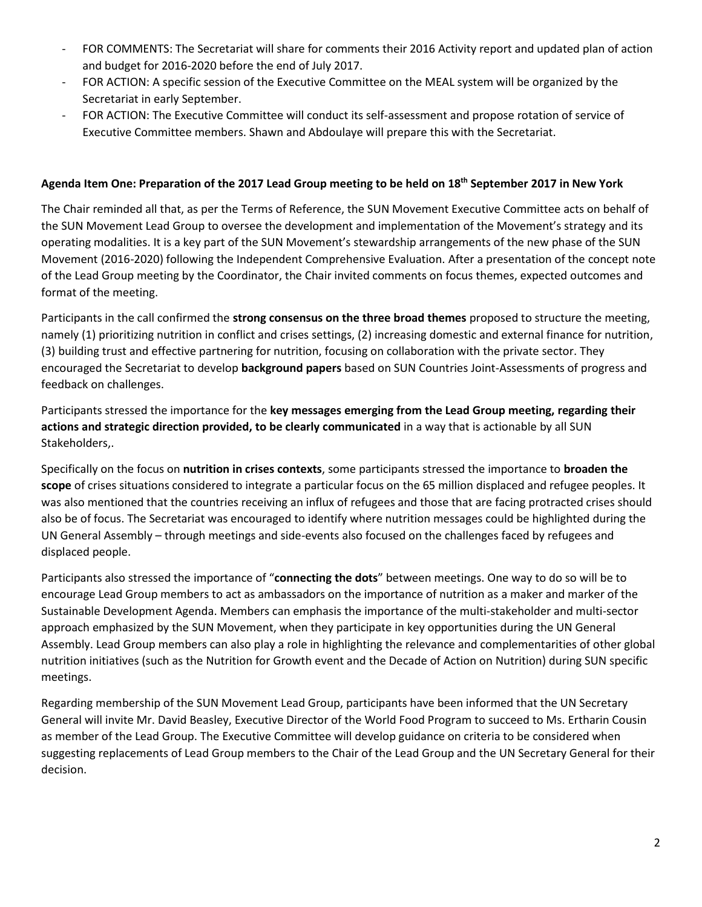- FOR COMMENTS: The Secretariat will share for comments their 2016 Activity report and updated plan of action and budget for 2016-2020 before the end of July 2017.
- FOR ACTION: A specific session of the Executive Committee on the MEAL system will be organized by the Secretariat in early September.
- FOR ACTION: The Executive Committee will conduct its self-assessment and propose rotation of service of Executive Committee members. Shawn and Abdoulaye will prepare this with the Secretariat.

**Agenda Item One: Preparation of the 2017 Lead Group meeting to be held on 18th September 2017 in New York**

The Chair reminded all that, as per the Terms of Reference, the SUN Movement Executive Committee acts on behalf of the SUN Movement Lead Group to oversee the development and implementation of the Movement's strategy and its operating modalities. It is a key part of the SUN Movement's stewardship arrangements of the new phase of the SUN Movement (2016-2020) following the Independent Comprehensive Evaluation. After a presentation of the concept note of the Lead Group meeting by the Coordinator, the Chair invited comments on focus themes, expected outcomes and format of the meeting.

Participants in the call confirmed the **strong consensus on the three broad themes** proposed to structure the meeting, namely (1) prioritizing nutrition in conflict and crises settings, (2) increasing domestic and external finance for nutrition, (3) building trust and effective partnering for nutrition, focusing on collaboration with the private sector. They encouraged the Secretariat to develop **background papers** based on SUN Countries Joint-Assessments of progress and feedback on challenges.

Participants stressed the importance for the **key messages emerging from the Lead Group meeting, regarding their actions and strategic direction provided, to be clearly communicated** in a way that is actionable by all SUN Stakeholders,.

Specifically on the focus on **nutrition in crises contexts**, some participants stressed the importance to **broaden the scope** of crises situations considered to integrate a particular focus on the 65 million displaced and refugee peoples. It was also mentioned that the countries receiving an influx of refugees and those that are facing protracted crises should also be of focus. The Secretariat was encouraged to identify where nutrition messages could be highlighted during the UN General Assembly – through meetings and side-events also focused on the challenges faced by refugees and displaced people.

Participants also stressed the importance of "**connecting the dots**" between meetings. One way to do so will be to encourage Lead Group members to act as ambassadors on the importance of nutrition as a maker and marker of the Sustainable Development Agenda. Members can emphasis the importance of the multi-stakeholder and multi-sector approach emphasized by the SUN Movement, when they participate in key opportunities during the UN General Assembly. Lead Group members can also play a role in highlighting the relevance and complementarities of other global nutrition initiatives (such as the Nutrition for Growth event and the Decade of Action on Nutrition) during SUN specific meetings.

Regarding membership of the SUN Movement Lead Group, participants have been informed that the UN Secretary General will invite Mr. David Beasley, Executive Director of the World Food Program to succeed to Ms. Ertharin Cousin as member of the Lead Group. The Executive Committee will develop guidance on criteria to be considered when suggesting replacements of Lead Group members to the Chair of the Lead Group and the UN Secretary General for their decision.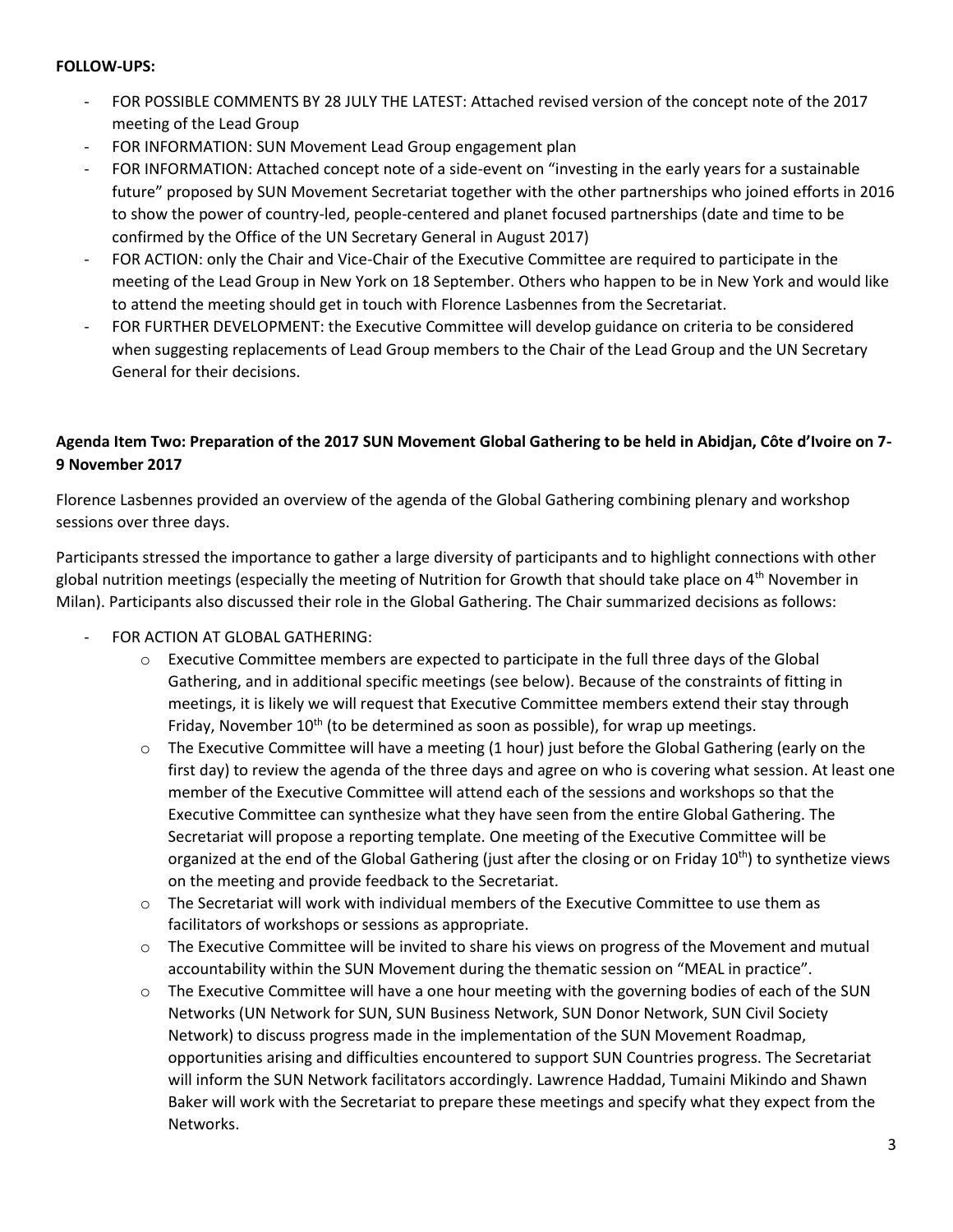**FOLLOW-UPS:**

- FOR POSSIBLE COMMENTS BY 28 JULY THE LATEST: Attached revised version of the concept note of the 2017 meeting of the Lead Group
- FOR INFORMATION: SUN Movement Lead Group engagement plan
- FOR INFORMATION: Attached concept note of a side-event on "investing in the early years for a sustainable future" proposed by SUN Movement Secretariat together with the other partnerships who joined efforts in 2016 to show the power of country-led, people-centered and planet focused partnerships (date and time to be confirmed by the Office of the UN Secretary General in August 2017)
- FOR ACTION: only the Chair and Vice-Chair of the Executive Committee are required to participate in the meeting of the Lead Group in New York on 18 September. Others who happen to be in New York and would like to attend the meeting should get in touch with Florence Lasbennes from the Secretariat.
- FOR FURTHER DEVELOPMENT: the Executive Committee will develop guidance on criteria to be considered when suggesting replacements of Lead Group members to the Chair of the Lead Group and the UN Secretary General for their decisions.

**Agenda Item Two: Preparation of the 2017 SUN Movement Global Gathering to be held in Abidjan, Côte d'Ivoire on 7-9 November 2017**

Florence Lasbennes provided an overview of the agenda of the Global Gathering combining plenary and workshop sessions over three days.

Participants stressed the importance to gather a large diversity of participants and to highlight connections with other global nutrition meetings (especially the meeting of Nutrition for Growth that should take place on 4th November in Milan). Participants also discussed their role in the Global Gathering. The Chair summarized decisions as follows:

- FOR ACTION AT GLOBAL GATHERING:
  - Executive Committee members are expected to participate in the full three days of the Global Gathering, and in additional specific meetings (see below). Because of the constraints of fitting in meetings, it is likely we will request that Executive Committee members extend their stay through Friday, November 10th (to be determined as soon as possible), for wrap up meetings.
  - The Executive Committee will have a meeting (1 hour) just before the Global Gathering (early on the first day) to review the agenda of the three days and agree on who is covering what session. At least one member of the Executive Committee will attend each of the sessions and workshops so that the Executive Committee can synthesize what they have seen from the entire Global Gathering. The Secretariat will propose a reporting template. One meeting of the Executive Committee will be organized at the end of the Global Gathering (just after the closing or on Friday 10th) to synthetize views on the meeting and provide feedback to the Secretariat.
  - The Secretariat will work with individual members of the Executive Committee to use them as facilitators of workshops or sessions as appropriate.
  - The Executive Committee will be invited to share his views on progress of the Movement and mutual accountability within the SUN Movement during the thematic session on "MEAL in practice".
  - The Executive Committee will have a one hour meeting with the governing bodies of each of the SUN Networks (UN Network for SUN, SUN Business Network, SUN Donor Network, SUN Civil Society Network) to discuss progress made in the implementation of the SUN Movement Roadmap, opportunities arising and difficulties encountered to support SUN Countries progress. The Secretariat will inform the SUN Network facilitators accordingly. Lawrence Haddad, Tumaini Mikindo and Shawn Baker will work with the Secretariat to prepare these meetings and specify what they expect from the Networks.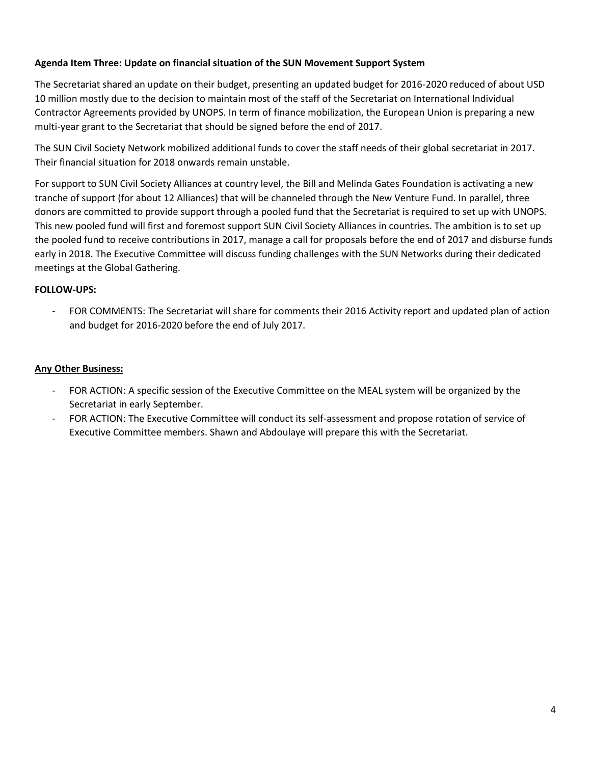**Agenda Item Three: Update on financial situation of the SUN Movement Support System**

The Secretariat shared an update on their budget, presenting an updated budget for 2016-2020 reduced of about USD 10 million mostly due to the decision to maintain most of the staff of the Secretariat on International Individual Contractor Agreements provided by UNOPS. In term of finance mobilization, the European Union is preparing a new multi-year grant to the Secretariat that should be signed before the end of 2017.

The SUN Civil Society Network mobilized additional funds to cover the staff needs of their global secretariat in 2017. Their financial situation for 2018 onwards remain unstable.

For support to SUN Civil Society Alliances at country level, the Bill and Melinda Gates Foundation is activating a new tranche of support (for about 12 Alliances) that will be channeled through the New Venture Fund. In parallel, three donors are committed to provide support through a pooled fund that the Secretariat is required to set up with UNOPS. This new pooled fund will first and foremost support SUN Civil Society Alliances in countries. The ambition is to set up the pooled fund to receive contributions in 2017, manage a call for proposals before the end of 2017 and disburse funds early in 2018. The Executive Committee will discuss funding challenges with the SUN Networks during their dedicated meetings at the Global Gathering.

**FOLLOW-UPS:**

- FOR COMMENTS: The Secretariat will share for comments their 2016 Activity report and updated plan of action and budget for 2016-2020 before the end of July 2017.

**Any Other Business:**

- FOR ACTION: A specific session of the Executive Committee on the MEAL system will be organized by the Secretariat in early September.
- FOR ACTION: The Executive Committee will conduct its self-assessment and propose rotation of service of Executive Committee members. Shawn and Abdoulaye will prepare this with the Secretariat.